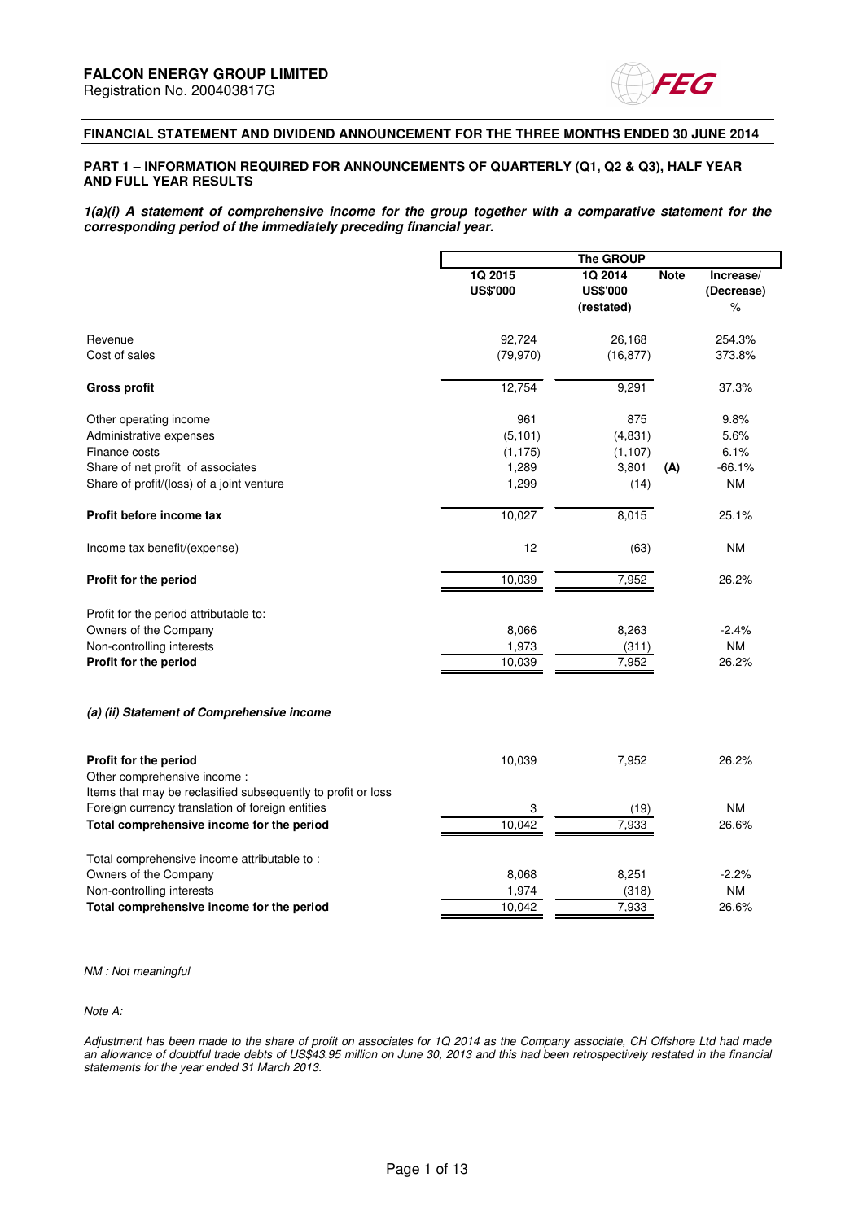**FALCON ENERGY GROUP LIMITED**
Registration No. 200403817G

**FINANCIAL STATEMENT AND DIVIDEND ANNOUNCEMENT FOR THE THREE MONTHS ENDED 30 JUNE 2014**

**PART 1 – INFORMATION REQUIRED FOR ANNOUNCEMENTS OF QUARTERLY (Q1, Q2 & Q3), HALF YEAR AND FULL YEAR RESULTS**

***1(a)(i) A statement of comprehensive income for the group together with a comparative statement for the corresponding period of the immediately preceding financial year.***

| | The GROUP | | | |
|---|---|---|---|---|
| | **1Q 2015 US$'000** | **1Q 2014 US$'000 (restated)** | **Note** | **Increase/ (Decrease) %** |
| Revenue | 92,724 | 26,168 | | 254.3% |
| Cost of sales | (79,970) | (16,877) | | 373.8% |
| **Gross profit** | 12,754 | 9,291 | | 37.3% |
| Other operating income | 961 | 875 | | 9.8% |
| Administrative expenses | (5,101) | (4,831) | | 5.6% |
| Finance costs | (1,175) | (1,107) | | 6.1% |
| Share of net profit of associates | 1,289 | 3,801 | **(A)** | -66.1% |
| Share of profit/(loss) of a joint venture | 1,299 | (14) | | NM |
| **Profit before income tax** | 10,027 | 8,015 | | 25.1% |
| Income tax benefit/(expense) | 12 | (63) | | NM |
| **Profit for the period** | 10,039 | 7,952 | | 26.2% |
| Profit for the period attributable to: | | | | |
| Owners of the Company | 8,066 | 8,263 | | -2.4% |
| Non-controlling interests | 1,973 | (311) | | NM |
| **Profit for the period** | 10,039 | 7,952 | | 26.2% |

***(a) (ii) Statement of Comprehensive income***

| | 1Q 2015 US$'000 | 1Q 2014 US$'000 (restated) | Note | Increase/ (Decrease) % |
|---|---|---|---|---|
| **Profit for the period** | 10,039 | 7,952 | | 26.2% |
| Other comprehensive income : | | | | |
| Items that may be reclasified subsequently to profit or loss | | | | |
| Foreign currency translation of foreign entities | 3 | (19) | | NM |
| **Total comprehensive income for the period** | 10,042 | 7,933 | | 26.6% |
| Total comprehensive income attributable to : | | | | |
| Owners of the Company | 8,068 | 8,251 | | -2.2% |
| Non-controlling interests | 1,974 | (318) | | NM |
| **Total comprehensive income for the period** | 10,042 | 7,933 | | 26.6% |

*NM : Not meaningful*

*Note A:*

*Adjustment has been made to the share of profit on associates for 1Q 2014 as the Company associate, CH Offshore Ltd had made an allowance of doubtful trade debts of US$43.95 million on June 30, 2013 and this had been retrospectively restated in the financial statements for the year ended 31 March 2013.*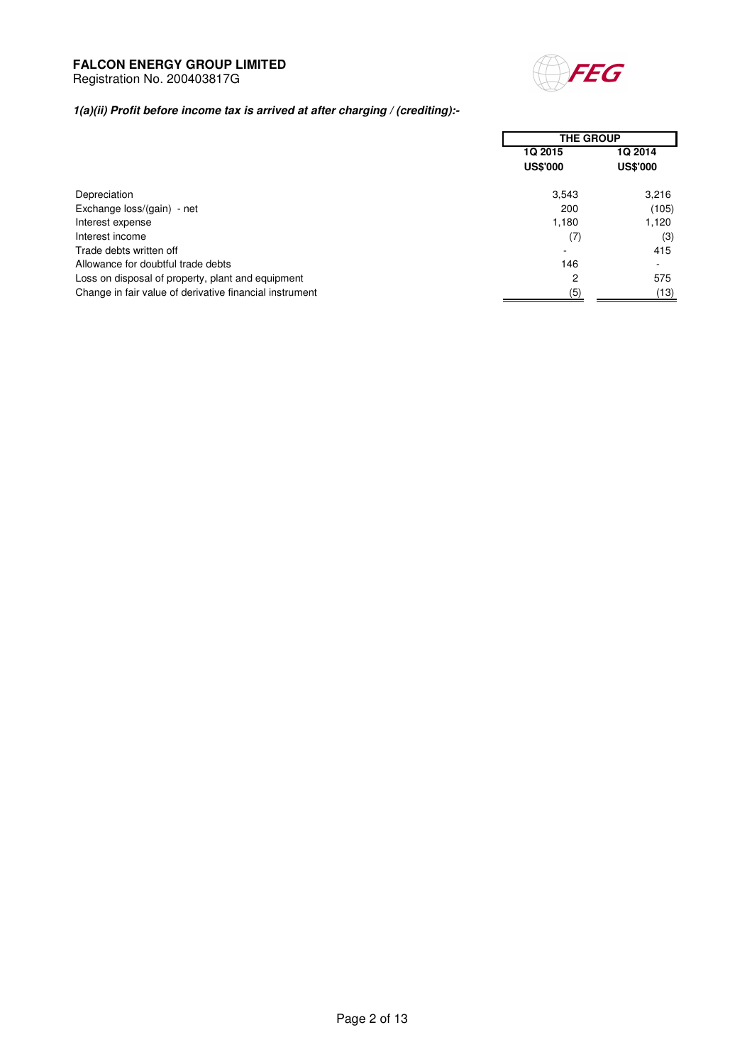**FALCON ENERGY GROUP LIMITED**
Registration No. 200403817G

***1(a)(ii) Profit before income tax is arrived at after charging / (crediting):-***

| | THE GROUP | |
|---|---|---|
| | **1Q 2015** | **1Q 2014** |
| | **US$'000** | **US$'000** |
| Depreciation | 3,543 | 3,216 |
| Exchange loss/(gain) - net | 200 | (105) |
| Interest expense | 1,180 | 1,120 |
| Interest income | (7) | (3) |
| Trade debts written off | - | 415 |
| Allowance for doubtful trade debts | 146 | - |
| Loss on disposal of property, plant and equipment | 2 | 575 |
| Change in fair value of derivative financial instrument | (5) | (13) |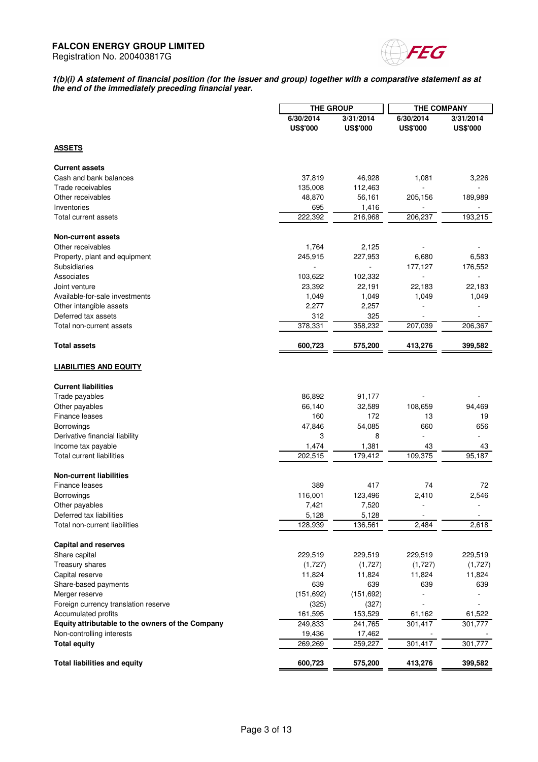**FALCON ENERGY GROUP LIMITED**
Registration No. 200403817G

***1(b)(i) A statement of financial position (for the issuer and group) together with a comparative statement as at the end of the immediately preceding financial year.***

| | THE GROUP | | THE COMPANY | |
|---|---|---|---|---|
| | 6/30/2014<br>US$'000 | 3/31/2014<br>US$'000 | 6/30/2014<br>US$'000 | 3/31/2014<br>US$'000 |
| **ASSETS** | | | | |
| **Current assets** | | | | |
| Cash and bank balances | 37,819 | 46,928 | 1,081 | 3,226 |
| Trade receivables | 135,008 | 112,463 | - | - |
| Other receivables | 48,870 | 56,161 | 205,156 | 189,989 |
| Inventories | 695 | 1,416 | - | - |
| Total current assets | 222,392 | 216,968 | 206,237 | 193,215 |
| **Non-current assets** | | | | |
| Other receivables | 1,764 | 2,125 | - | - |
| Property, plant and equipment | 245,915 | 227,953 | 6,680 | 6,583 |
| Subsidiaries | - | - | 177,127 | 176,552 |
| Associates | 103,622 | 102,332 | - | - |
| Joint venture | 23,392 | 22,191 | 22,183 | 22,183 |
| Available-for-sale investments | 1,049 | 1,049 | 1,049 | 1,049 |
| Other intangible assets | 2,277 | 2,257 | - | - |
| Deferred tax assets | 312 | 325 | - | - |
| Total non-current assets | 378,331 | 358,232 | 207,039 | 206,367 |
| **Total assets** | **600,723** | **575,200** | **413,276** | **399,582** |
| **LIABILITIES AND EQUITY** | | | | |
| **Current liabilities** | | | | |
| Trade payables | 86,892 | 91,177 | - | - |
| Other payables | 66,140 | 32,589 | 108,659 | 94,469 |
| Finance leases | 160 | 172 | 13 | 19 |
| Borrowings | 47,846 | 54,085 | 660 | 656 |
| Derivative financial liability | 3 | 8 | - | - |
| Income tax payable | 1,474 | 1,381 | 43 | 43 |
| Total current liabilities | 202,515 | 179,412 | 109,375 | 95,187 |
| **Non-current liabilities** | | | | |
| Finance leases | 389 | 417 | 74 | 72 |
| Borrowings | 116,001 | 123,496 | 2,410 | 2,546 |
| Other payables | 7,421 | 7,520 | - | - |
| Deferred tax liabilities | 5,128 | 5,128 | - | - |
| Total non-current liabilities | 128,939 | 136,561 | 2,484 | 2,618 |
| **Capital and reserves** | | | | |
| Share capital | 229,519 | 229,519 | 229,519 | 229,519 |
| Treasury shares | (1,727) | (1,727) | (1,727) | (1,727) |
| Capital reserve | 11,824 | 11,824 | 11,824 | 11,824 |
| Share-based payments | 639 | 639 | 639 | 639 |
| Merger reserve | (151,692) | (151,692) | - | - |
| Foreign currency translation reserve | (325) | (327) | - | - |
| Accumulated profits | 161,595 | 153,529 | 61,162 | 61,522 |
| **Equity attributable to the owners of the Company** | 249,833 | 241,765 | 301,417 | 301,777 |
| Non-controlling interests | 19,436 | 17,462 | - | - |
| **Total equity** | 269,269 | 259,227 | 301,417 | 301,777 |
| **Total liabilities and equity** | **600,723** | **575,200** | **413,276** | **399,582** |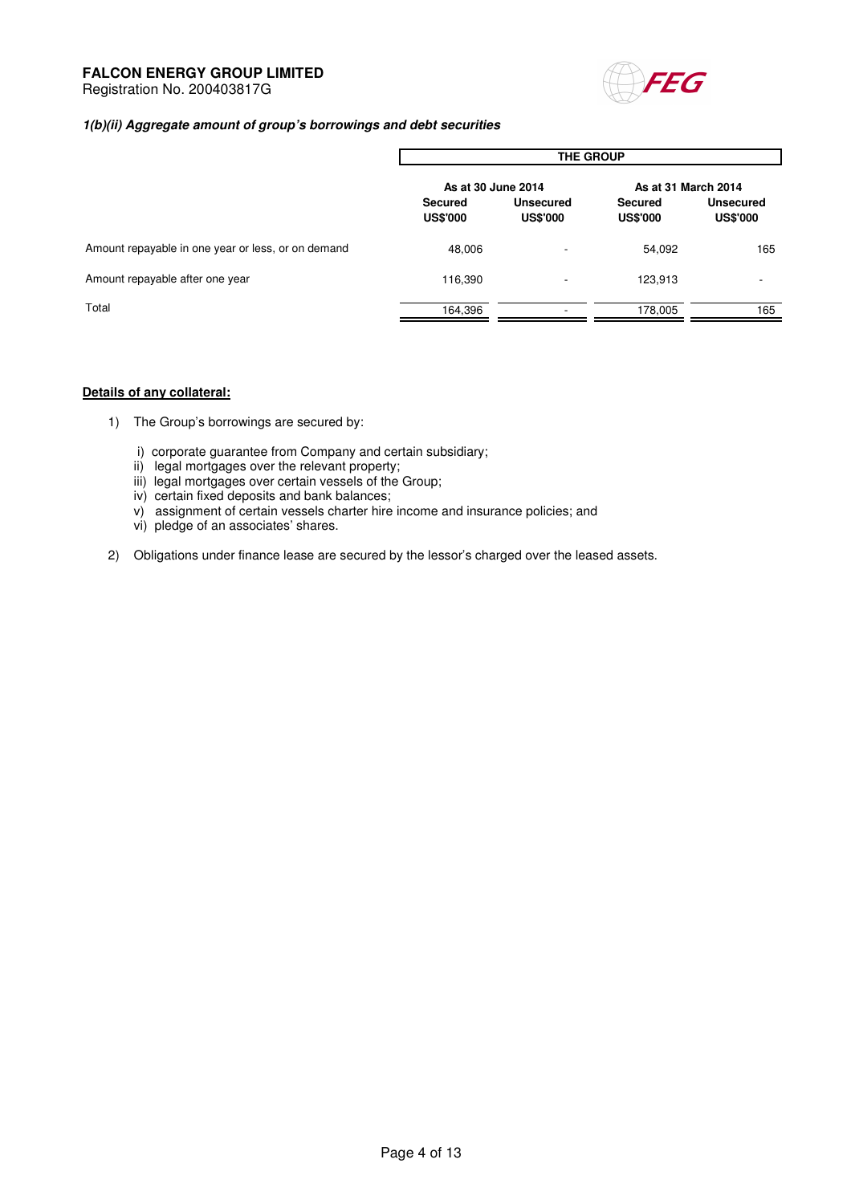**FALCON ENERGY GROUP LIMITED**
Registration No. 200403817G

***1(b)(ii) Aggregate amount of group's borrowings and debt securities***

| | THE GROUP | | | |
|---|---|---|---|---|
| | As at 30 June 2014 | | As at 31 March 2014 | |
| | Secured US$'000 | Unsecured US$'000 | Secured US$'000 | Unsecured US$'000 |
| Amount repayable in one year or less, or on demand | 48,006 | - | 54,092 | 165 |
| Amount repayable after one year | 116,390 | - | 123,913 | - |
| Total | 164,396 | - | 178,005 | 165 |

**Details of any collateral:**

1) The Group's borrowings are secured by:

   i) corporate guarantee from Company and certain subsidiary;
   ii) legal mortgages over the relevant property;
   iii) legal mortgages over certain vessels of the Group;
   iv) certain fixed deposits and bank balances;
   v) assignment of certain vessels charter hire income and insurance policies; and
   vi) pledge of an associates' shares.

2) Obligations under finance lease are secured by the lessor's charged over the leased assets.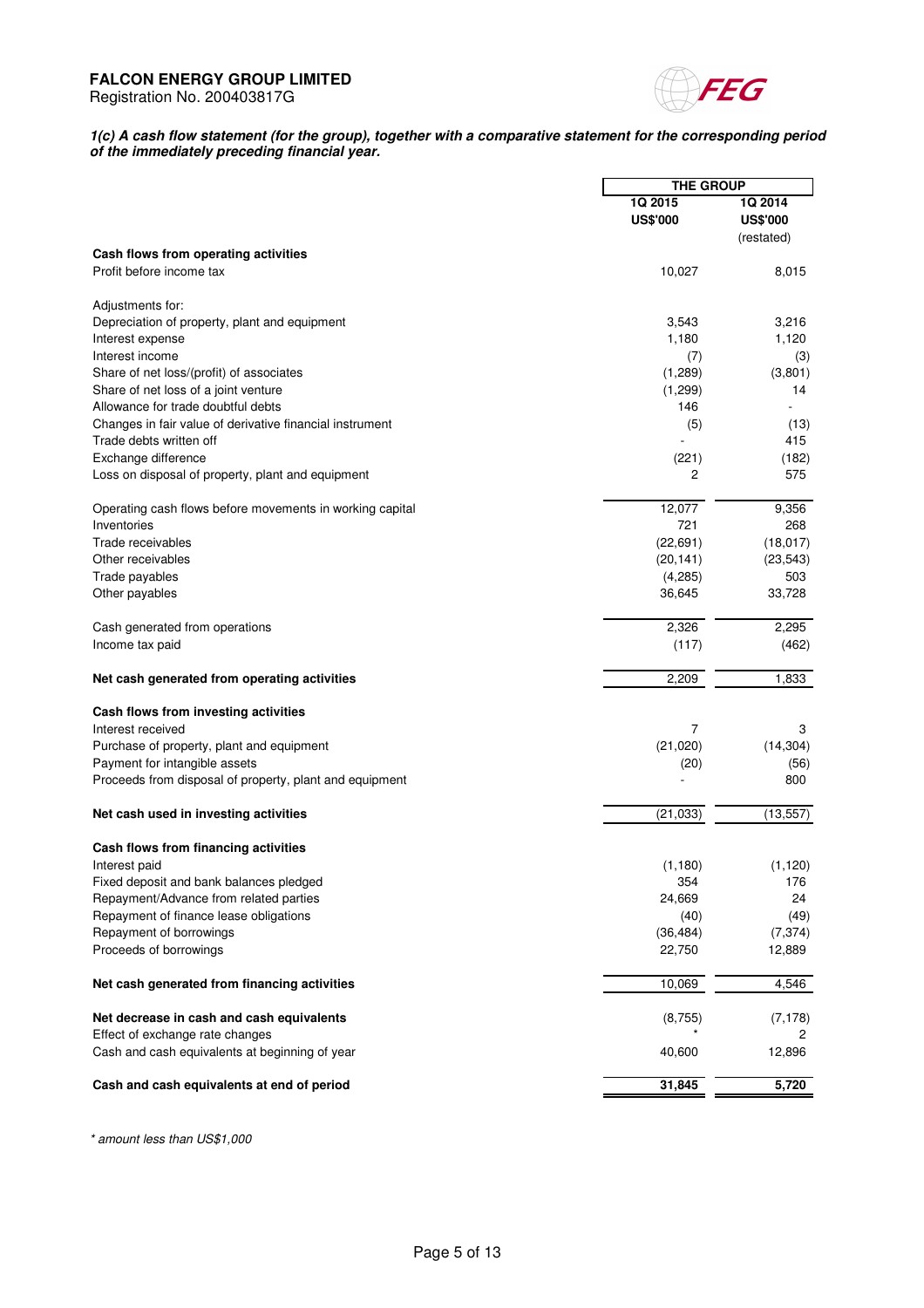**FALCON ENERGY GROUP LIMITED**
Registration No. 200403817G

***1(c) A cash flow statement (for the group), together with a comparative statement for the corresponding period of the immediately preceding financial year.***

| | THE GROUP | |
|---|---|---|
| | **1Q 2015** | **1Q 2014** |
| | **US$'000** | **US$'000** |
| | | (restated) |
| **Cash flows from operating activities** | | |
| Profit before income tax | 10,027 | 8,015 |
| | | |
| Adjustments for: | | |
| Depreciation of property, plant and equipment | 3,543 | 3,216 |
| Interest expense | 1,180 | 1,120 |
| Interest income | (7) | (3) |
| Share of net loss/(profit) of associates | (1,289) | (3,801) |
| Share of net loss of a joint venture | (1,299) | 14 |
| Allowance for trade doubtful debts | 146 | - |
| Changes in fair value of derivative financial instrument | (5) | (13) |
| Trade debts written off | - | 415 |
| Exchange difference | (221) | (182) |
| Loss on disposal of property, plant and equipment | 2 | 575 |
| | | |
| Operating cash flows before movements in working capital | 12,077 | 9,356 |
| Inventories | 721 | 268 |
| Trade receivables | (22,691) | (18,017) |
| Other receivables | (20,141) | (23,543) |
| Trade payables | (4,285) | 503 |
| Other payables | 36,645 | 33,728 |
| | | |
| Cash generated from operations | 2,326 | 2,295 |
| Income tax paid | (117) | (462) |
| | | |
| **Net cash generated from operating activities** | 2,209 | 1,833 |
| | | |
| **Cash flows from investing activities** | | |
| Interest received | 7 | 3 |
| Purchase of property, plant and equipment | (21,020) | (14,304) |
| Payment for intangible assets | (20) | (56) |
| Proceeds from disposal of property, plant and equipment | - | 800 |
| | | |
| **Net cash used in investing activities** | (21,033) | (13,557) |
| | | |
| **Cash flows from financing activities** | | |
| Interest paid | (1,180) | (1,120) |
| Fixed deposit and bank balances pledged | 354 | 176 |
| Repayment/Advance from related parties | 24,669 | 24 |
| Repayment of finance lease obligations | (40) | (49) |
| Repayment of borrowings | (36,484) | (7,374) |
| Proceeds of borrowings | 22,750 | 12,889 |
| | | |
| **Net cash generated from financing activities** | 10,069 | 4,546 |
| | | |
| **Net decrease in cash and cash equivalents** | (8,755) | (7,178) |
| Effect of exchange rate changes | * | 2 |
| Cash and cash equivalents at beginning of year | 40,600 | 12,896 |
| | | |
| **Cash and cash equivalents at end of period** | **31,845** | **5,720** |

*\* amount less than US$1,000*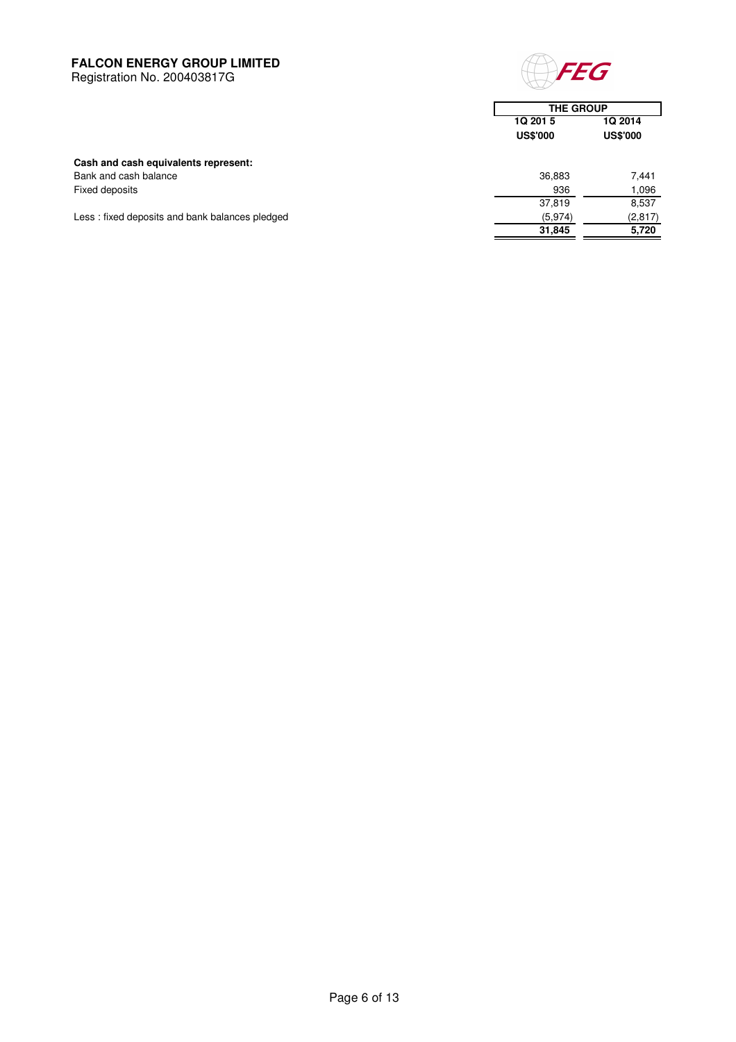**FALCON ENERGY GROUP LIMITED**
Registration No. 200403817G

| | THE GROUP | |
|---|---|---|
| | 1Q 201 5 | 1Q 2014 |
| | US$'000 | US$'000 |
| **Cash and cash equivalents represent:** | | |
| Bank and cash balance | 36,883 | 7,441 |
| Fixed deposits | 936 | 1,096 |
| | 37,819 | 8,537 |
| Less : fixed deposits and bank balances pledged | (5,974) | (2,817) |
| | **31,845** | **5,720** |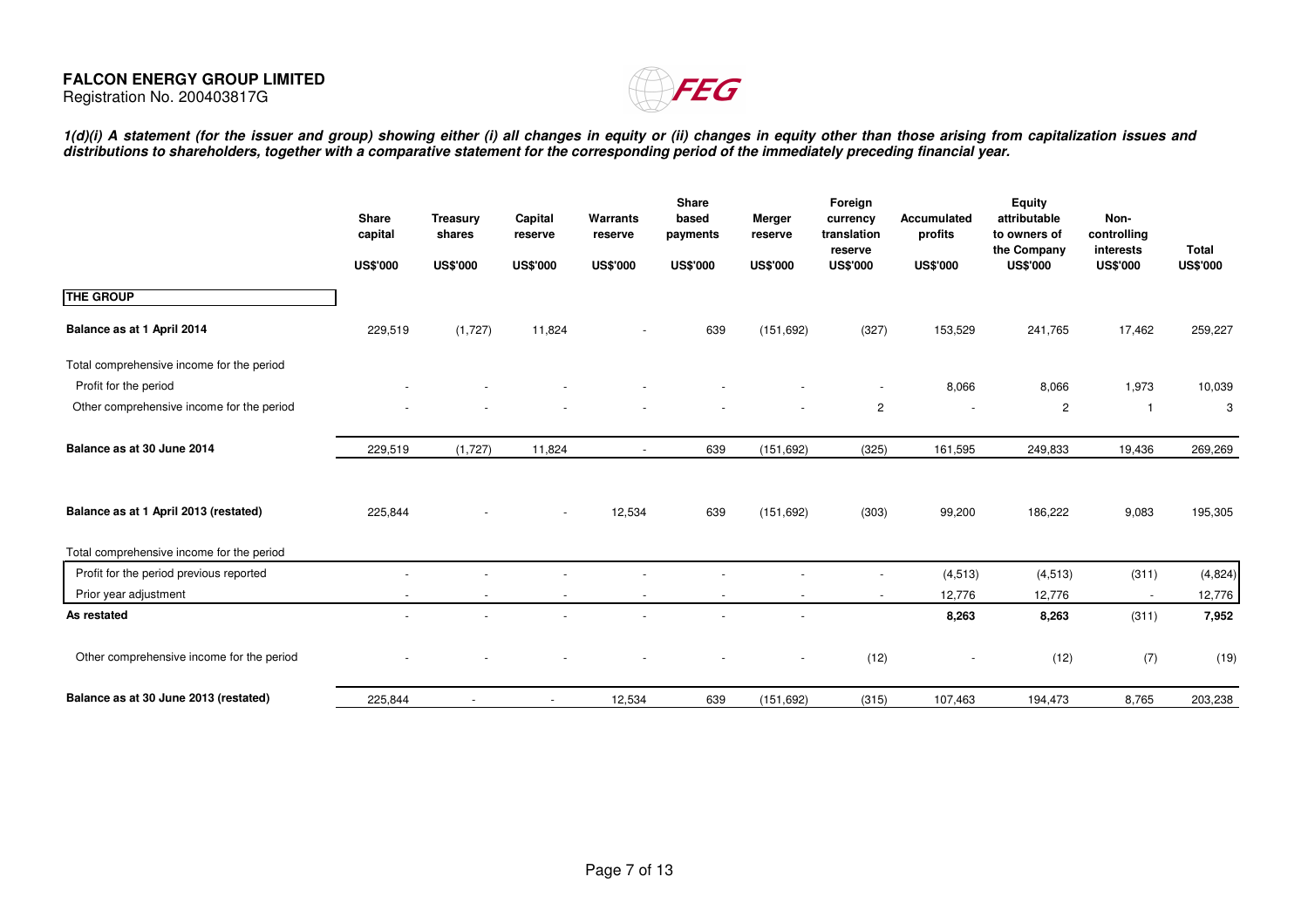**FALCON ENERGY GROUP LIMITED**
Registration No. 200403817G

***1(d)(i) A statement (for the issuer and group) showing either (i) all changes in equity or (ii) changes in equity other than those arising from capitalization issues and distributions to shareholders, together with a comparative statement for the corresponding period of the immediately preceding financial year.***

| | Share capital | Treasury shares | Capital reserve | Warrants reserve | Share based payments | Merger reserve | Foreign currency translation reserve | Accumulated profits | Equity attributable to owners of the Company | Non-controlling interests | Total |
|---|---|---|---|---|---|---|---|---|---|---|---|
| | US$'000 | US$'000 | US$'000 | US$'000 | US$'000 | US$'000 | US$'000 | US$'000 | US$'000 | US$'000 | US$'000 |
| **THE GROUP** | | | | | | | | | | | |
| **Balance as at 1 April 2014** | 229,519 | (1,727) | 11,824 | - | 639 | (151,692) | (327) | 153,529 | 241,765 | 17,462 | 259,227 |
| Total comprehensive income for the period | | | | | | | | | | | |
| Profit for the period | - | - | - | - | - | - | - | 8,066 | 8,066 | 1,973 | 10,039 |
| Other comprehensive income for the period | - | - | - | - | - | - | 2 | - | 2 | 1 | 3 |
| **Balance as at 30 June 2014** | 229,519 | (1,727) | 11,824 | - | 639 | (151,692) | (325) | 161,595 | 249,833 | 19,436 | 269,269 |
| **Balance as at 1 April 2013 (restated)** | 225,844 | - | - | 12,534 | 639 | (151,692) | (303) | 99,200 | 186,222 | 9,083 | 195,305 |
| Total comprehensive income for the period | | | | | | | | | | | |
| Profit for the period previous reported | - | - | - | - | - | - | - | (4,513) | (4,513) | (311) | (4,824) |
| Prior year adjustment | - | - | - | - | - | - | - | 12,776 | 12,776 | - | 12,776 |
| **As restated** | - | - | - | - | - | - | | **8,263** | **8,263** | (311) | **7,952** |
| Other comprehensive income for the period | - | - | - | - | - | - | (12) | - | (12) | (7) | (19) |
| **Balance as at 30 June 2013 (restated)** | 225,844 | - | - | 12,534 | 639 | (151,692) | (315) | 107,463 | 194,473 | 8,765 | 203,238 |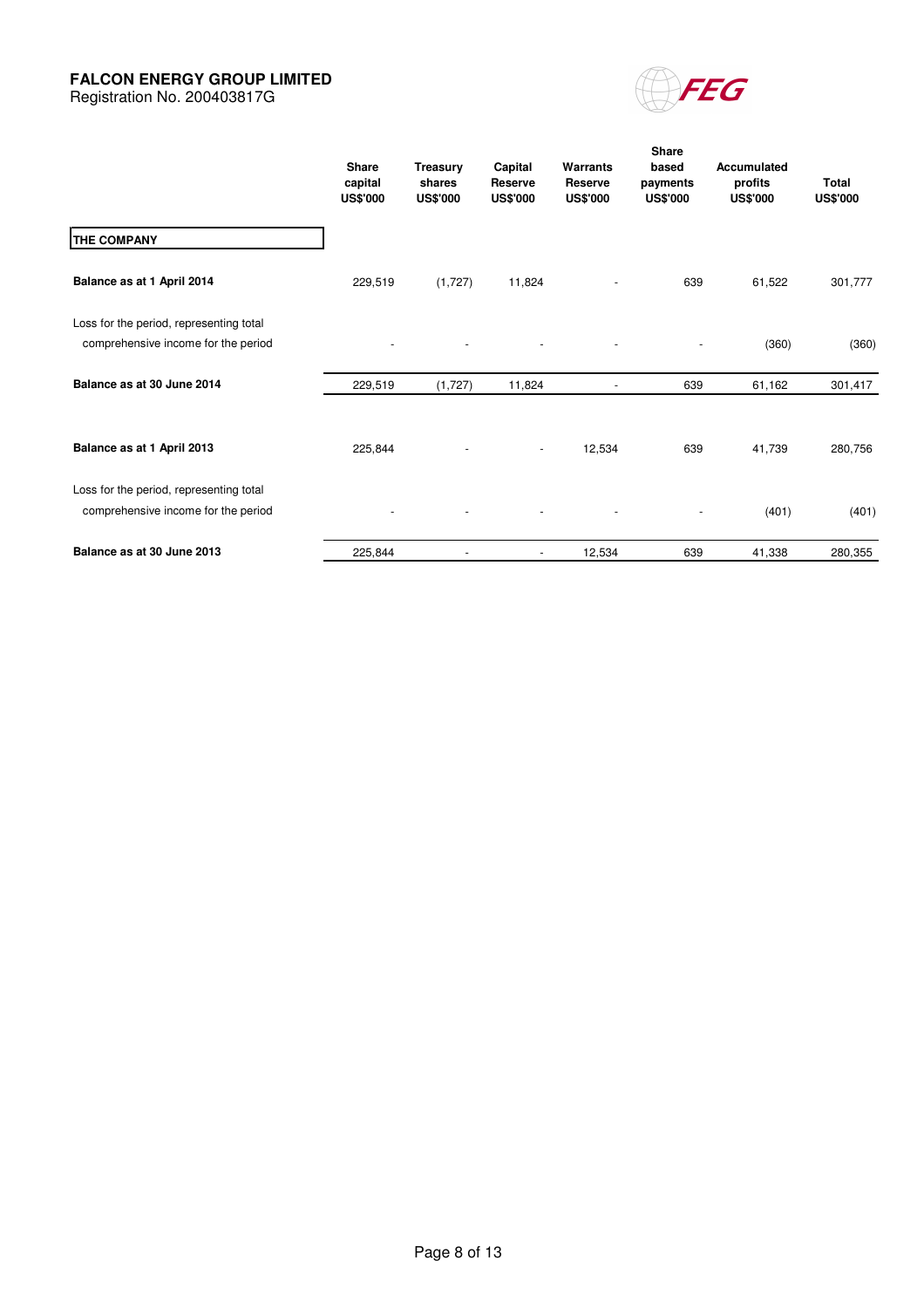**FALCON ENERGY GROUP LIMITED**
Registration No. 200403817G

| | Share capital US$'000 | Treasury shares US$'000 | Capital Reserve US$'000 | Warrants Reserve US$'000 | Share based payments US$'000 | Accumulated profits US$'000 | Total US$'000 |
|---|---|---|---|---|---|---|---|
| **THE COMPANY** | | | | | | | |
| **Balance as at 1 April 2014** | 229,519 | (1,727) | 11,824 | - | 639 | 61,522 | 301,777 |
| Loss for the period, representing total comprehensive income for the period | - | - | - | - | - | (360) | (360) |
| **Balance as at 30 June 2014** | 229,519 | (1,727) | 11,824 | - | 639 | 61,162 | 301,417 |
| **Balance as at 1 April 2013** | 225,844 | - | - | 12,534 | 639 | 41,739 | 280,756 |
| Loss for the period, representing total comprehensive income for the period | - | - | - | - | - | (401) | (401) |
| **Balance as at 30 June 2013** | 225,844 | - | - | 12,534 | 639 | 41,338 | 280,355 |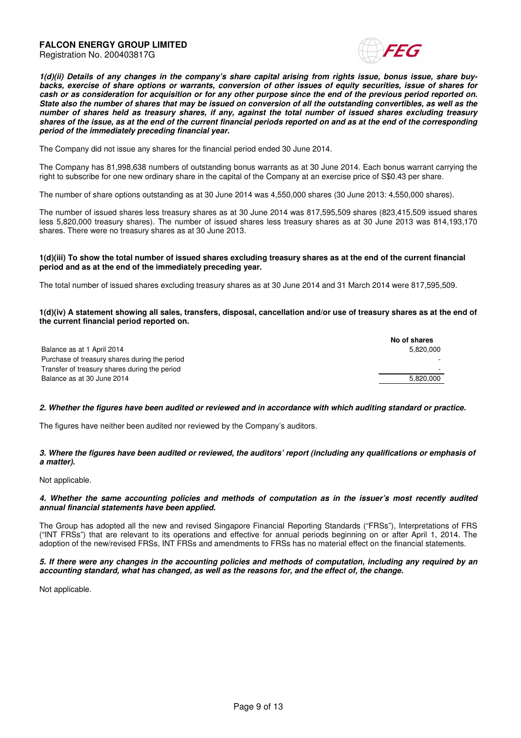**FALCON ENERGY GROUP LIMITED**
Registration No. 200403817G

***1(d)(ii) Details of any changes in the company's share capital arising from rights issue, bonus issue, share buy-backs, exercise of share options or warrants, conversion of other issues of equity securities, issue of shares for cash or as consideration for acquisition or for any other purpose since the end of the previous period reported on. State also the number of shares that may be issued on conversion of all the outstanding convertibles, as well as the number of shares held as treasury shares, if any, against the total number of issued shares excluding treasury shares of the issue, as at the end of the current financial periods reported on and as at the end of the corresponding period of the immediately preceding financial year.***

The Company did not issue any shares for the financial period ended 30 June 2014.

The Company has 81,998,638 numbers of outstanding bonus warrants as at 30 June 2014. Each bonus warrant carrying the right to subscribe for one new ordinary share in the capital of the Company at an exercise price of S$0.43 per share.

The number of share options outstanding as at 30 June 2014 was 4,550,000 shares (30 June 2013: 4,550,000 shares).

The number of issued shares less treasury shares as at 30 June 2014 was 817,595,509 shares (823,415,509 issued shares less 5,820,000 treasury shares). The number of issued shares less treasury shares as at 30 June 2013 was 814,193,170 shares. There were no treasury shares as at 30 June 2013.

**1(d)(iii) To show the total number of issued shares excluding treasury shares as at the end of the current financial period and as at the end of the immediately preceding year.**

The total number of issued shares excluding treasury shares as at 30 June 2014 and 31 March 2014 were 817,595,509.

**1(d)(iv) A statement showing all sales, transfers, disposal, cancellation and/or use of treasury shares as at the end of the current financial period reported on.**

| | No of shares |
|---|---|
| Balance as at 1 April 2014 | 5,820,000 |
| Purchase of treasury shares during the period | - |
| Transfer of treasury shares during the period | - |
| Balance as at 30 June 2014 | 5,820,000 |

***2. Whether the figures have been audited or reviewed and in accordance with which auditing standard or practice.***

The figures have neither been audited nor reviewed by the Company's auditors.

***3. Where the figures have been audited or reviewed, the auditors' report (including any qualifications or emphasis of a matter).***

Not applicable.

***4. Whether the same accounting policies and methods of computation as in the issuer's most recently audited annual financial statements have been applied.***

The Group has adopted all the new and revised Singapore Financial Reporting Standards ("FRSs"), Interpretations of FRS ("INT FRSs") that are relevant to its operations and effective for annual periods beginning on or after April 1, 2014. The adoption of the new/revised FRSs, INT FRSs and amendments to FRSs has no material effect on the financial statements.

***5. If there were any changes in the accounting policies and methods of computation, including any required by an accounting standard, what has changed, as well as the reasons for, and the effect of, the change.***

Not applicable.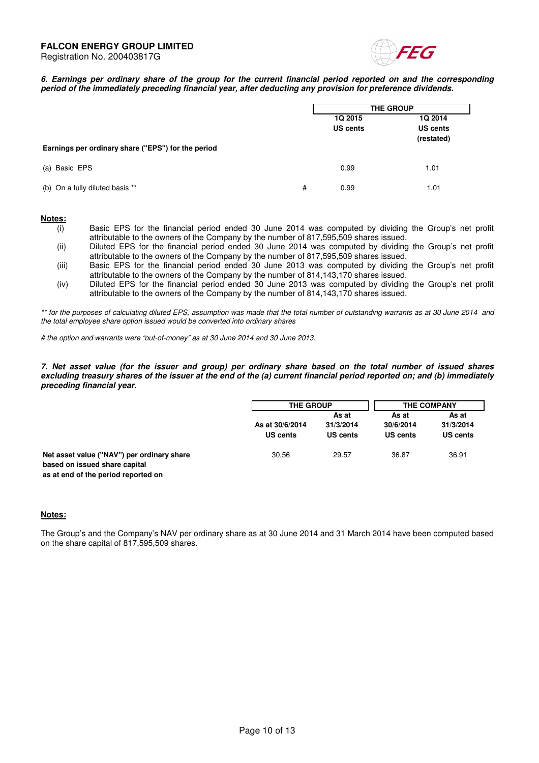**FALCON ENERGY GROUP LIMITED**
Registration No. 200403817G

***6. Earnings per ordinary share of the group for the current financial period reported on and the corresponding period of the immediately preceding financial year, after deducting any provision for preference dividends.***

| | | THE GROUP | |
|---|---|---|---|
| | | 1Q 2015 US cents | 1Q 2014 US cents (restated) |
| **Earnings per ordinary share ("EPS") for the period** | | | |
| (a) Basic EPS | | 0.99 | 1.01 |
| (b) On a fully diluted basis ** | # | 0.99 | 1.01 |

**Notes:**

(i) Basic EPS for the financial period ended 30 June 2014 was computed by dividing the Group's net profit attributable to the owners of the Company by the number of 817,595,509 shares issued.

(ii) Diluted EPS for the financial period ended 30 June 2014 was computed by dividing the Group's net profit attributable to the owners of the Company by the number of 817,595,509 shares issued.

(iii) Basic EPS for the financial period ended 30 June 2013 was computed by dividing the Group's net profit attributable to the owners of the Company by the number of 814,143,170 shares issued.

(iv) Diluted EPS for the financial period ended 30 June 2013 was computed by dividing the Group's net profit attributable to the owners of the Company by the number of 814,143,170 shares issued.

*** for the purposes of calculating diluted EPS, assumption was made that the total number of outstanding warrants as at 30 June 2014 and the total employee share option issued would be converted into ordinary shares*

*# the option and warrants were "out-of-money" as at 30 June 2014 and 30 June 2013.*

***7. Net asset value (for the issuer and group) per ordinary share based on the total number of issued shares excluding treasury shares of the issuer at the end of the (a) current financial period reported on; and (b) immediately preceding financial year.***

| | THE GROUP | | THE COMPANY | |
|---|---|---|---|---|
| | As at 30/6/2014 US cents | As at 31/3/2014 US cents | As at 30/6/2014 US cents | As at 31/3/2014 US cents |
| **Net asset value ("NAV") per ordinary share based on issued share capital as at end of the period reported on** | 30.56 | 29.57 | 36.87 | 36.91 |

**Notes:**

The Group's and the Company's NAV per ordinary share as at 30 June 2014 and 31 March 2014 have been computed based on the share capital of 817,595,509 shares.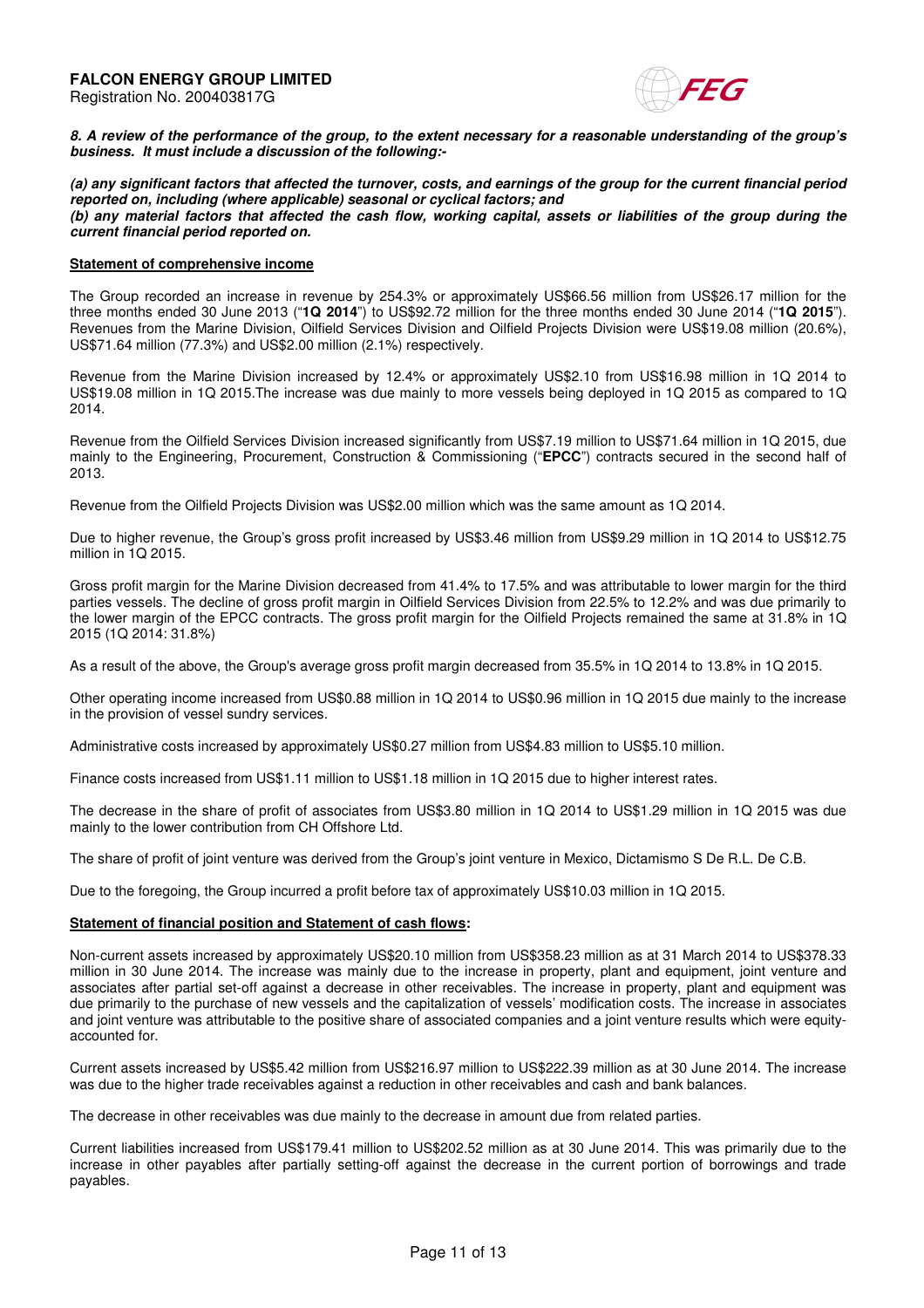**8. A review of the performance of the group, to the extent necessary for a reasonable understanding of the group's business. It must include a discussion of the following:-**

***(a) any significant factors that affected the turnover, costs, and earnings of the group for the current financial period reported on, including (where applicable) seasonal or cyclical factors; and***
***(b) any material factors that affected the cash flow, working capital, assets or liabilities of the group during the current financial period reported on.***

**Statement of comprehensive income**

The Group recorded an increase in revenue by 254.3% or approximately US$66.56 million from US$26.17 million for the three months ended 30 June 2013 ("**1Q 2014**") to US$92.72 million for the three months ended 30 June 2014 ("**1Q 2015**"). Revenues from the Marine Division, Oilfield Services Division and Oilfield Projects Division were US$19.08 million (20.6%), US$71.64 million (77.3%) and US$2.00 million (2.1%) respectively.

Revenue from the Marine Division increased by 12.4% or approximately US$2.10 from US$16.98 million in 1Q 2014 to US$19.08 million in 1Q 2015.The increase was due mainly to more vessels being deployed in 1Q 2015 as compared to 1Q 2014.

Revenue from the Oilfield Services Division increased significantly from US$7.19 million to US$71.64 million in 1Q 2015, due mainly to the Engineering, Procurement, Construction & Commissioning ("**EPCC**") contracts secured in the second half of 2013.

Revenue from the Oilfield Projects Division was US$2.00 million which was the same amount as 1Q 2014.

Due to higher revenue, the Group's gross profit increased by US$3.46 million from US$9.29 million in 1Q 2014 to US$12.75 million in 1Q 2015.

Gross profit margin for the Marine Division decreased from 41.4% to 17.5% and was attributable to lower margin for the third parties vessels. The decline of gross profit margin in Oilfield Services Division from 22.5% to 12.2% and was due primarily to the lower margin of the EPCC contracts. The gross profit margin for the Oilfield Projects remained the same at 31.8% in 1Q 2015 (1Q 2014: 31.8%)

As a result of the above, the Group's average gross profit margin decreased from 35.5% in 1Q 2014 to 13.8% in 1Q 2015.

Other operating income increased from US$0.88 million in 1Q 2014 to US$0.96 million in 1Q 2015 due mainly to the increase in the provision of vessel sundry services.

Administrative costs increased by approximately US$0.27 million from US$4.83 million to US$5.10 million.

Finance costs increased from US$1.11 million to US$1.18 million in 1Q 2015 due to higher interest rates.

The decrease in the share of profit of associates from US$3.80 million in 1Q 2014 to US$1.29 million in 1Q 2015 was due mainly to the lower contribution from CH Offshore Ltd.

The share of profit of joint venture was derived from the Group's joint venture in Mexico, Dictamismo S De R.L. De C.B.

Due to the foregoing, the Group incurred a profit before tax of approximately US$10.03 million in 1Q 2015.

**Statement of financial position and Statement of cash flows:**

Non-current assets increased by approximately US$20.10 million from US$358.23 million as at 31 March 2014 to US$378.33 million in 30 June 2014. The increase was mainly due to the increase in property, plant and equipment, joint venture and associates after partial set-off against a decrease in other receivables. The increase in property, plant and equipment was due primarily to the purchase of new vessels and the capitalization of vessels' modification costs. The increase in associates and joint venture was attributable to the positive share of associated companies and a joint venture results which were equity-accounted for.

Current assets increased by US$5.42 million from US$216.97 million to US$222.39 million as at 30 June 2014. The increase was due to the higher trade receivables against a reduction in other receivables and cash and bank balances.

The decrease in other receivables was due mainly to the decrease in amount due from related parties.

Current liabilities increased from US$179.41 million to US$202.52 million as at 30 June 2014. This was primarily due to the increase in other payables after partially setting-off against the decrease in the current portion of borrowings and trade payables.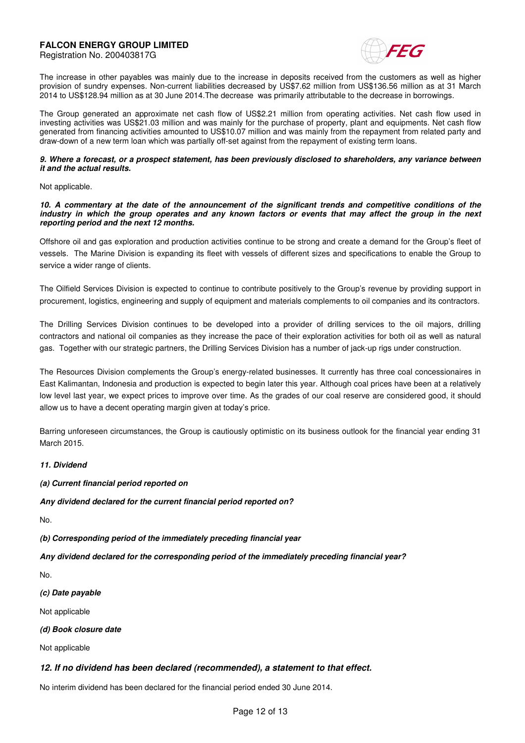The increase in other payables was mainly due to the increase in deposits received from the customers as well as higher provision of sundry expenses. Non-current liabilities decreased by US$7.62 million from US$136.56 million as at 31 March 2014 to US$128.94 million as at 30 June 2014.The decrease was primarily attributable to the decrease in borrowings.

The Group generated an approximate net cash flow of US$2.21 million from operating activities. Net cash flow used in investing activities was US$21.03 million and was mainly for the purchase of property, plant and equipments. Net cash flow generated from financing activities amounted to US$10.07 million and was mainly from the repayment from related party and draw-down of a new term loan which was partially off-set against from the repayment of existing term loans.

***9. Where a forecast, or a prospect statement, has been previously disclosed to shareholders, any variance between it and the actual results.***

Not applicable.

***10. A commentary at the date of the announcement of the significant trends and competitive conditions of the industry in which the group operates and any known factors or events that may affect the group in the next reporting period and the next 12 months.***

Offshore oil and gas exploration and production activities continue to be strong and create a demand for the Group's fleet of vessels. The Marine Division is expanding its fleet with vessels of different sizes and specifications to enable the Group to service a wider range of clients.

The Oilfield Services Division is expected to continue to contribute positively to the Group's revenue by providing support in procurement, logistics, engineering and supply of equipment and materials complements to oil companies and its contractors.

The Drilling Services Division continues to be developed into a provider of drilling services to the oil majors, drilling contractors and national oil companies as they increase the pace of their exploration activities for both oil as well as natural gas. Together with our strategic partners, the Drilling Services Division has a number of jack-up rigs under construction.

The Resources Division complements the Group's energy-related businesses. It currently has three coal concessionaires in East Kalimantan, Indonesia and production is expected to begin later this year. Although coal prices have been at a relatively low level last year, we expect prices to improve over time. As the grades of our coal reserve are considered good, it should allow us to have a decent operating margin given at today's price.

Barring unforeseen circumstances, the Group is cautiously optimistic on its business outlook for the financial year ending 31 March 2015.

***11. Dividend***

***(a) Current financial period reported on***

***Any dividend declared for the current financial period reported on?***

No.

***(b) Corresponding period of the immediately preceding financial year***

***Any dividend declared for the corresponding period of the immediately preceding financial year?***

No.

***(c) Date payable***

Not applicable

***(d) Book closure date***

Not applicable

### *12. If no dividend has been declared (recommended), a statement to that effect.*

No interim dividend has been declared for the financial period ended 30 June 2014.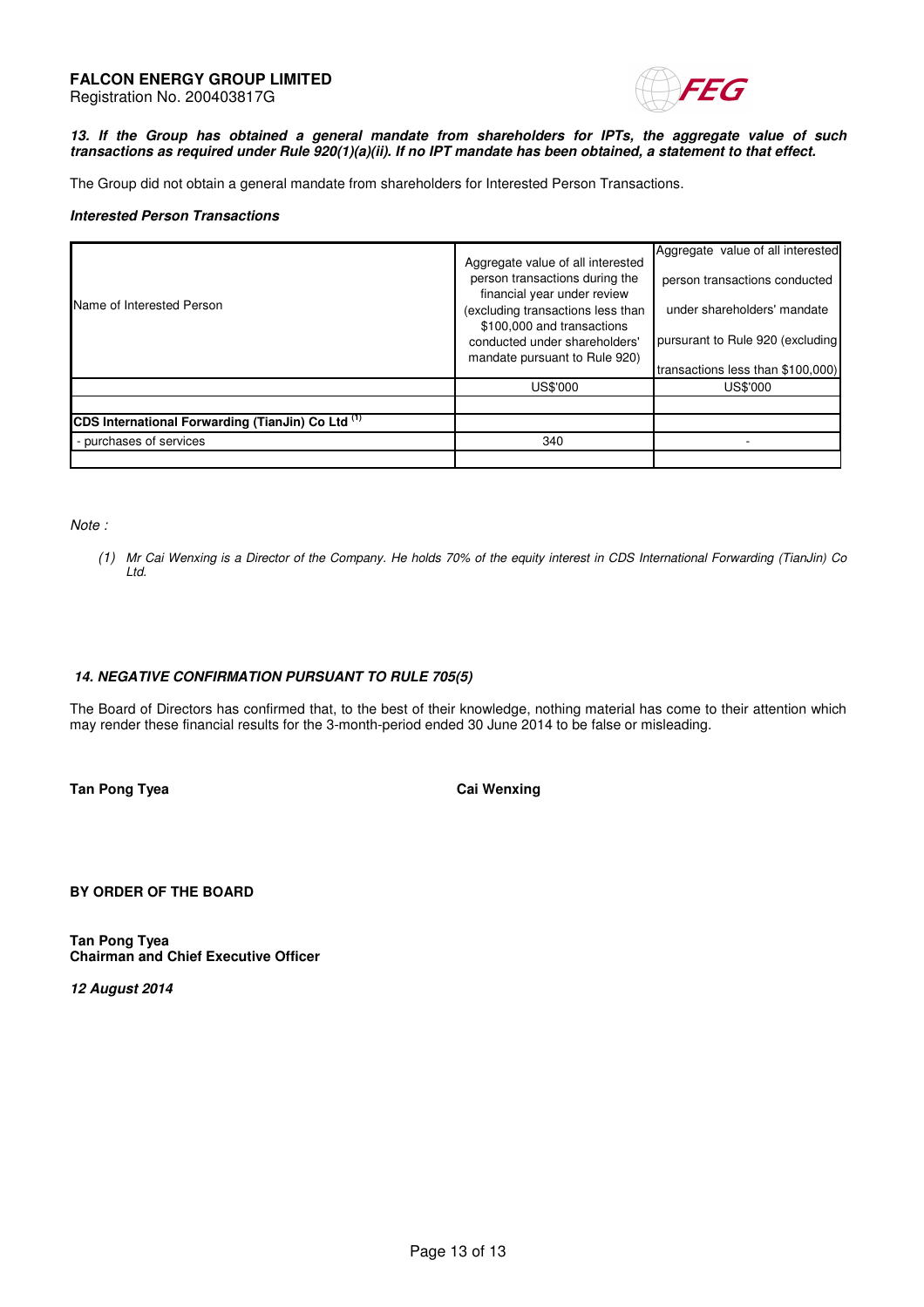**FALCON ENERGY GROUP LIMITED**
Registration No. 200403817G

***13. If the Group has obtained a general mandate from shareholders for IPTs, the aggregate value of such transactions as required under Rule 920(1)(a)(ii). If no IPT mandate has been obtained, a statement to that effect.***

The Group did not obtain a general mandate from shareholders for Interested Person Transactions.

***Interested Person Transactions***

| Name of Interested Person | Aggregate value of all interested person transactions during the financial year under review (excluding transactions less than $100,000 and transactions conducted under shareholders' mandate pursuant to Rule 920) | Aggregate value of all interested person transactions conducted under shareholders' mandate pursuant to Rule 920 (excluding transactions less than $100,000) |
|---|---|---|
| | US$'000 | US$'000 |
| | | |
| **CDS International Forwarding (TianJin) Co Ltd [1]** | | |
| - purchases of services | 340 | - |
| | | |

*Note :*

*(1) Mr Cai Wenxing is a Director of the Company. He holds 70% of the equity interest in CDS International Forwarding (TianJin) Co Ltd.*

***14. NEGATIVE CONFIRMATION PURSUANT TO RULE 705(5)***

The Board of Directors has confirmed that, to the best of their knowledge, nothing material has come to their attention which may render these financial results for the 3-month-period ended 30 June 2014 to be false or misleading.

**Tan Pong Tyea** **Cai Wenxing**

**BY ORDER OF THE BOARD**

**Tan Pong Tyea**
**Chairman and Chief Executive Officer**

***12 August 2014***